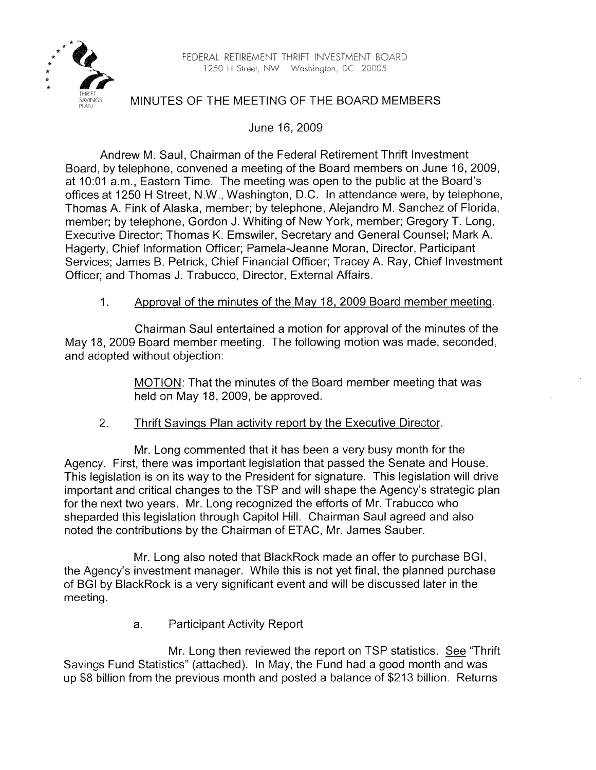FEDERAL RETIREMENT THRIFT INVESTMENT BOARD
1250 H Street, NW Washington, DC 20005

# MINUTES OF THE MEETING OF THE BOARD MEMBERS

June 16, 2009

Andrew M. Saul, Chairman of the Federal Retirement Thrift Investment Board, by telephone, convened a meeting of the Board members on June 16, 2009, at 10:01 a.m., Eastern Time. The meeting was open to the public at the Board's offices at 1250 H Street, N.W., Washington, D.C. In attendance were, by telephone, Thomas A. Fink of Alaska, member; by telephone, Alejandro M. Sanchez of Florida, member; by telephone, Gordon J. Whiting of New York, member; Gregory T. Long, Executive Director; Thomas K. Emswiler, Secretary and General Counsel; Mark A. Hagerty, Chief Information Officer; Pamela-Jeanne Moran, Director, Participant Services; James B. Petrick, Chief Financial Officer; Tracey A. Ray, Chief Investment Officer; and Thomas J. Trabucco, Director, External Affairs.

1. Approval of the minutes of the May 18, 2009 Board member meeting.

Chairman Saul entertained a motion for approval of the minutes of the May 18, 2009 Board member meeting. The following motion was made, seconded, and adopted without objection:

> MOTION: That the minutes of the Board member meeting that was held on May 18, 2009, be approved.

2. Thrift Savings Plan activity report by the Executive Director.

Mr. Long commented that it has been a very busy month for the Agency. First, there was important legislation that passed the Senate and House. This legislation is on its way to the President for signature. This legislation will drive important and critical changes to the TSP and will shape the Agency's strategic plan for the next two years. Mr. Long recognized the efforts of Mr. Trabucco who sheparded this legislation through Capitol Hill. Chairman Saul agreed and also noted the contributions by the Chairman of ETAC, Mr. James Sauber.

Mr. Long also noted that BlackRock made an offer to purchase BGI, the Agency's investment manager. While this is not yet final, the planned purchase of BGI by BlackRock is a very significant event and will be discussed later in the meeting.

a. Participant Activity Report

Mr. Long then reviewed the report on TSP statistics. See "Thrift Savings Fund Statistics" (attached). In May, the Fund had a good month and was up $8 billion from the previous month and posted a balance of $213 billion. Returns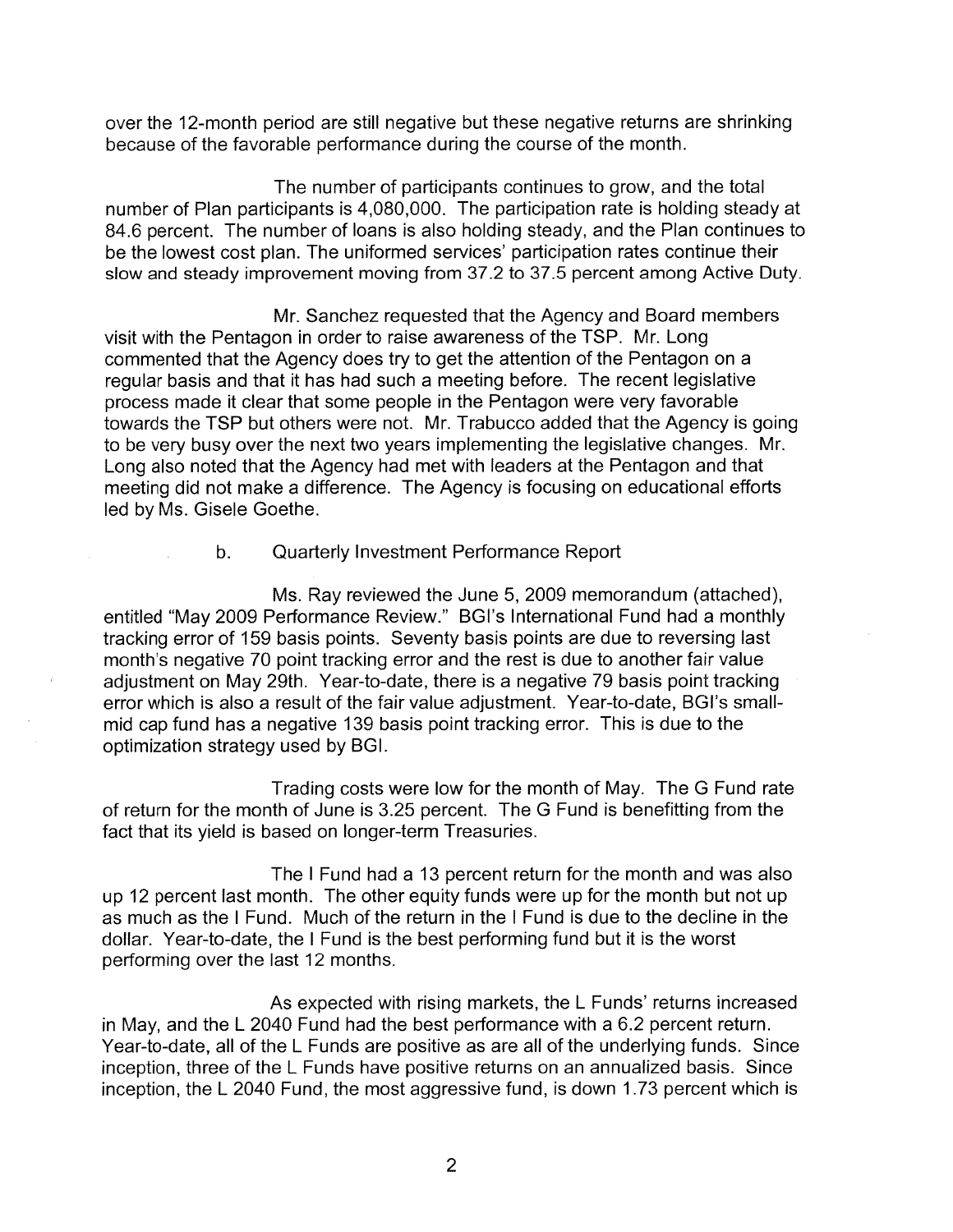over the 12-month period are still negative but these negative returns are shrinking because of the favorable performance during the course of the month.

The number of participants continues to grow, and the total number of Plan participants is 4,080,000. The participation rate is holding steady at 84.6 percent. The number of loans is also holding steady, and the Plan continues to be the lowest cost plan. The uniformed services' participation rates continue their slow and steady improvement moving from 37.2 to 37.5 percent among Active Duty.

Mr. Sanchez requested that the Agency and Board members visit with the Pentagon in order to raise awareness of the TSP. Mr. Long commented that the Agency does try to get the attention of the Pentagon on a regular basis and that it has had such a meeting before. The recent legislative process made it clear that some people in the Pentagon were very favorable towards the TSP but others were not. Mr. Trabucco added that the Agency is going to be very busy over the next two years implementing the legislative changes. Mr. Long also noted that the Agency had met with leaders at the Pentagon and that meeting did not make a difference. The Agency is focusing on educational efforts led by Ms. Gisele Goethe.

b. Quarterly Investment Performance Report

Ms. Ray reviewed the June 5, 2009 memorandum (attached), entitled "May 2009 Performance Review." BGI's International Fund had a monthly tracking error of 159 basis points. Seventy basis points are due to reversing last month's negative 70 point tracking error and the rest is due to another fair value adjustment on May 29th. Year-to-date, there is a negative 79 basis point tracking error which is also a result of the fair value adjustment. Year-to-date, BGI's small-mid cap fund has a negative 139 basis point tracking error. This is due to the optimization strategy used by BGI.

Trading costs were low for the month of May. The G Fund rate of return for the month of June is 3.25 percent. The G Fund is benefitting from the fact that its yield is based on longer-term Treasuries.

The I Fund had a 13 percent return for the month and was also up 12 percent last month. The other equity funds were up for the month but not up as much as the I Fund. Much of the return in the I Fund is due to the decline in the dollar. Year-to-date, the I Fund is the best performing fund but it is the worst performing over the last 12 months.

As expected with rising markets, the L Funds' returns increased in May, and the L 2040 Fund had the best performance with a 6.2 percent return. Year-to-date, all of the L Funds are positive as are all of the underlying funds. Since inception, three of the L Funds have positive returns on an annualized basis. Since inception, the L 2040 Fund, the most aggressive fund, is down 1.73 percent which is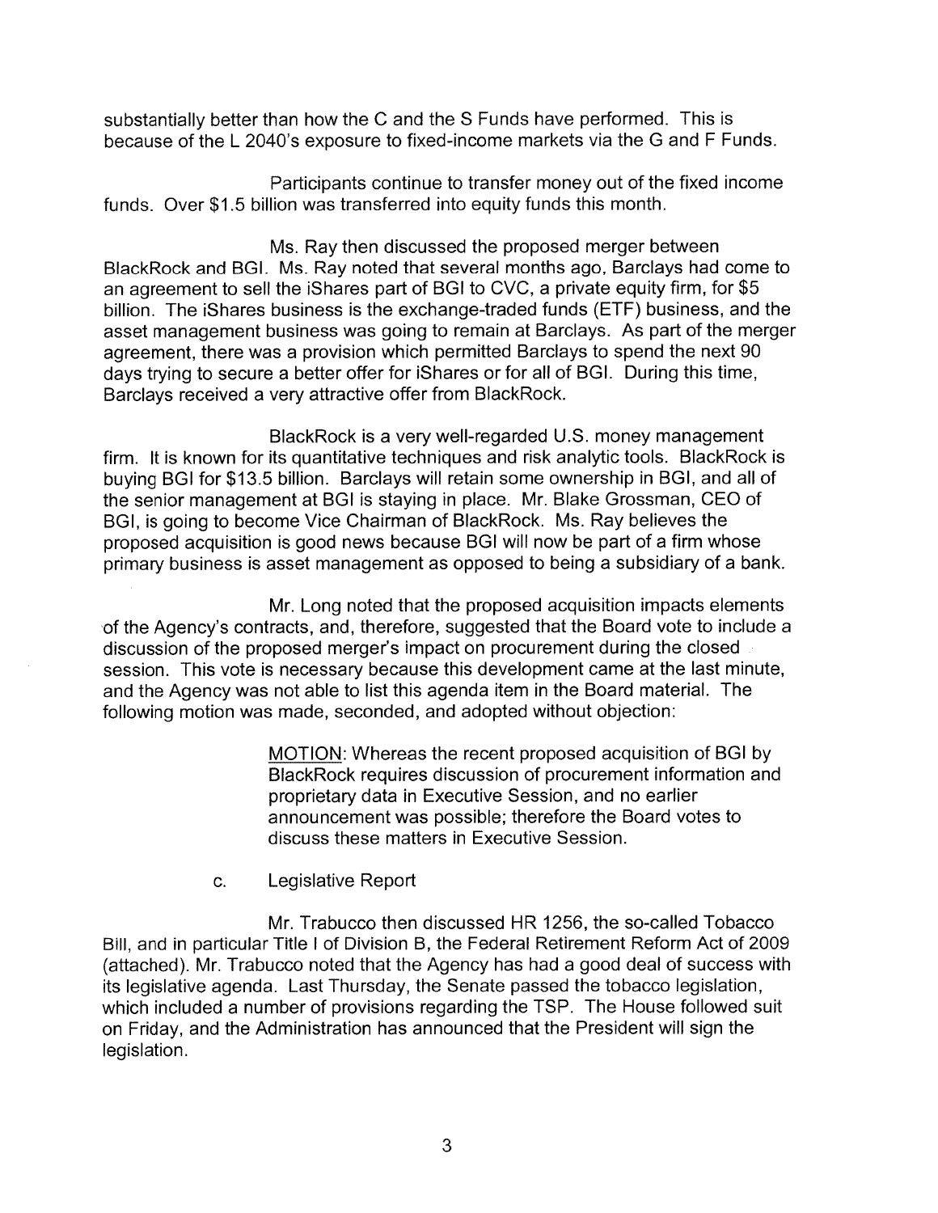substantially better than how the C and the S Funds have performed. This is because of the L 2040's exposure to fixed-income markets via the G and F Funds.

Participants continue to transfer money out of the fixed income funds. Over $1.5 billion was transferred into equity funds this month.

Ms. Ray then discussed the proposed merger between BlackRock and BGI. Ms. Ray noted that several months ago, Barclays had come to an agreement to sell the iShares part of BGI to CVC, a private equity firm, for $5 billion. The iShares business is the exchange-traded funds (ETF) business, and the asset management business was going to remain at Barclays. As part of the merger agreement, there was a provision which permitted Barclays to spend the next 90 days trying to secure a better offer for iShares or for all of BGI. During this time, Barclays received a very attractive offer from BlackRock.

BlackRock is a very well-regarded U.S. money management firm. It is known for its quantitative techniques and risk analytic tools. BlackRock is buying BGI for $13.5 billion. Barclays will retain some ownership in BGI, and all of the senior management at BGI is staying in place. Mr. Blake Grossman, CEO of BGI, is going to become Vice Chairman of BlackRock. Ms. Ray believes the proposed acquisition is good news because BGI will now be part of a firm whose primary business is asset management as opposed to being a subsidiary of a bank.

Mr. Long noted that the proposed acquisition impacts elements of the Agency's contracts, and, therefore, suggested that the Board vote to include a discussion of the proposed merger's impact on procurement during the closed session. This vote is necessary because this development came at the last minute, and the Agency was not able to list this agenda item in the Board material. The following motion was made, seconded, and adopted without objection:

> MOTION: Whereas the recent proposed acquisition of BGI by BlackRock requires discussion of procurement information and proprietary data in Executive Session, and no earlier announcement was possible; therefore the Board votes to discuss these matters in Executive Session.

c. Legislative Report

Mr. Trabucco then discussed HR 1256, the so-called Tobacco Bill, and in particular Title I of Division B, the Federal Retirement Reform Act of 2009 (attached). Mr. Trabucco noted that the Agency has had a good deal of success with its legislative agenda. Last Thursday, the Senate passed the tobacco legislation, which included a number of provisions regarding the TSP. The House followed suit on Friday, and the Administration has announced that the President will sign the legislation.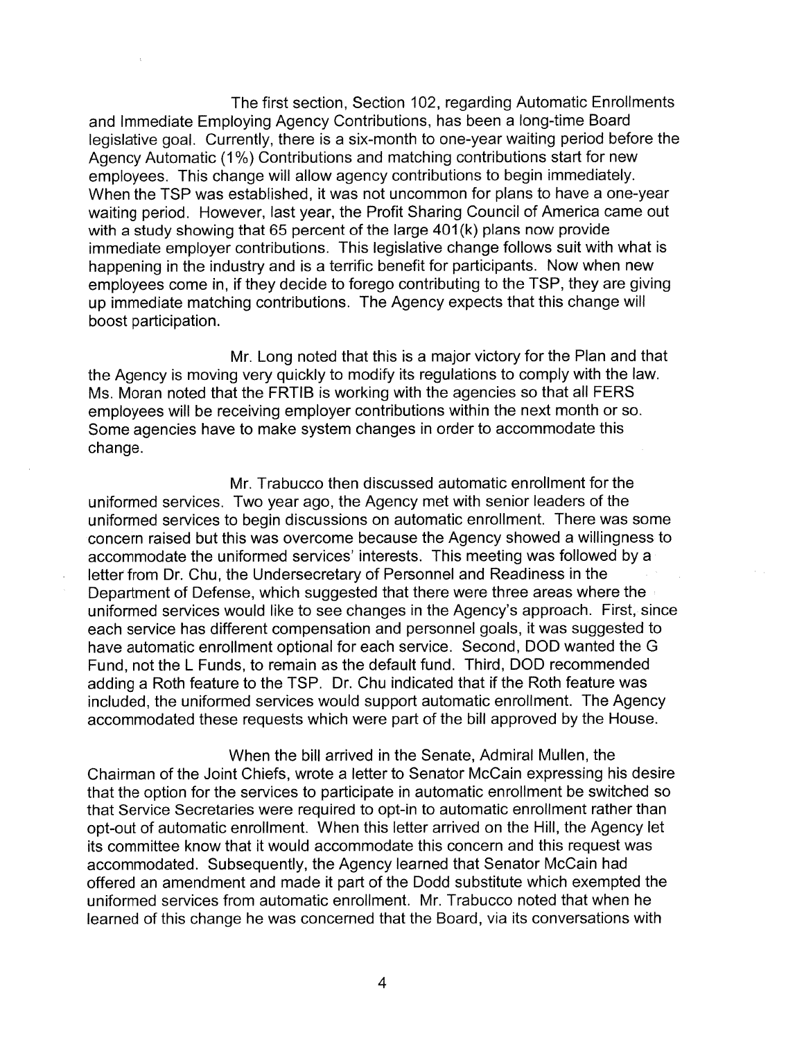The first section, Section 102, regarding Automatic Enrollments and Immediate Employing Agency Contributions, has been a long-time Board legislative goal. Currently, there is a six-month to one-year waiting period before the Agency Automatic (1%) Contributions and matching contributions start for new employees. This change will allow agency contributions to begin immediately. When the TSP was established, it was not uncommon for plans to have a one-year waiting period. However, last year, the Profit Sharing Council of America came out with a study showing that 65 percent of the large 401(k) plans now provide immediate employer contributions. This legislative change follows suit with what is happening in the industry and is a terrific benefit for participants. Now when new employees come in, if they decide to forego contributing to the TSP, they are giving up immediate matching contributions. The Agency expects that this change will boost participation.

Mr. Long noted that this is a major victory for the Plan and that the Agency is moving very quickly to modify its regulations to comply with the law. Ms. Moran noted that the FRTIB is working with the agencies so that all FERS employees will be receiving employer contributions within the next month or so. Some agencies have to make system changes in order to accommodate this change.

Mr. Trabucco then discussed automatic enrollment for the uniformed services. Two year ago, the Agency met with senior leaders of the uniformed services to begin discussions on automatic enrollment. There was some concern raised but this was overcome because the Agency showed a willingness to accommodate the uniformed services' interests. This meeting was followed by a letter from Dr. Chu, the Undersecretary of Personnel and Readiness in the Department of Defense, which suggested that there were three areas where the uniformed services would like to see changes in the Agency's approach. First, since each service has different compensation and personnel goals, it was suggested to have automatic enrollment optional for each service. Second, DOD wanted the G Fund, not the L Funds, to remain as the default fund. Third, DOD recommended adding a Roth feature to the TSP. Dr. Chu indicated that if the Roth feature was included, the uniformed services would support automatic enrollment. The Agency accommodated these requests which were part of the bill approved by the House.

When the bill arrived in the Senate, Admiral Mullen, the Chairman of the Joint Chiefs, wrote a letter to Senator McCain expressing his desire that the option for the services to participate in automatic enrollment be switched so that Service Secretaries were required to opt-in to automatic enrollment rather than opt-out of automatic enrollment. When this letter arrived on the Hill, the Agency let its committee know that it would accommodate this concern and this request was accommodated. Subsequently, the Agency learned that Senator McCain had offered an amendment and made it part of the Dodd substitute which exempted the uniformed services from automatic enrollment. Mr. Trabucco noted that when he learned of this change he was concerned that the Board, via its conversations with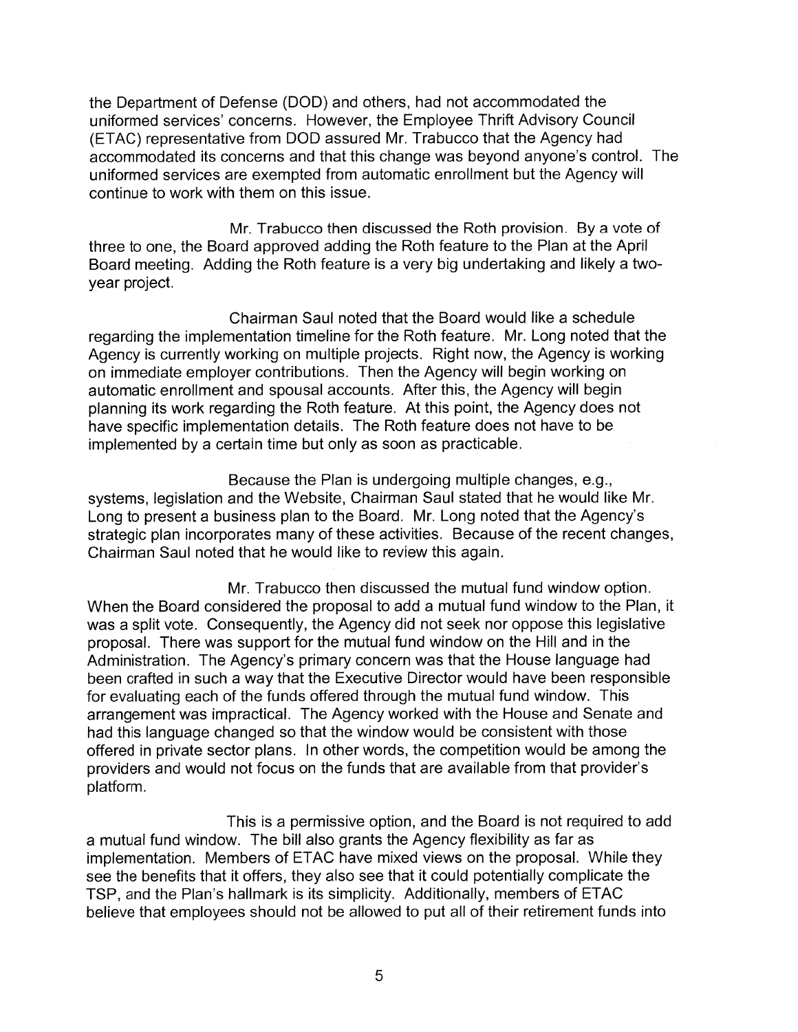the Department of Defense (DOD) and others, had not accommodated the uniformed services' concerns. However, the Employee Thrift Advisory Council (ETAC) representative from DOD assured Mr. Trabucco that the Agency had accommodated its concerns and that this change was beyond anyone's control. The uniformed services are exempted from automatic enrollment but the Agency will continue to work with them on this issue.

Mr. Trabucco then discussed the Roth provision. By a vote of three to one, the Board approved adding the Roth feature to the Plan at the April Board meeting. Adding the Roth feature is a very big undertaking and likely a two-year project.

Chairman Saul noted that the Board would like a schedule regarding the implementation timeline for the Roth feature. Mr. Long noted that the Agency is currently working on multiple projects. Right now, the Agency is working on immediate employer contributions. Then the Agency will begin working on automatic enrollment and spousal accounts. After this, the Agency will begin planning its work regarding the Roth feature. At this point, the Agency does not have specific implementation details. The Roth feature does not have to be implemented by a certain time but only as soon as practicable.

Because the Plan is undergoing multiple changes, e.g., systems, legislation and the Website, Chairman Saul stated that he would like Mr. Long to present a business plan to the Board. Mr. Long noted that the Agency's strategic plan incorporates many of these activities. Because of the recent changes, Chairman Saul noted that he would like to review this again.

Mr. Trabucco then discussed the mutual fund window option. When the Board considered the proposal to add a mutual fund window to the Plan, it was a split vote. Consequently, the Agency did not seek nor oppose this legislative proposal. There was support for the mutual fund window on the Hill and in the Administration. The Agency's primary concern was that the House language had been crafted in such a way that the Executive Director would have been responsible for evaluating each of the funds offered through the mutual fund window. This arrangement was impractical. The Agency worked with the House and Senate and had this language changed so that the window would be consistent with those offered in private sector plans. In other words, the competition would be among the providers and would not focus on the funds that are available from that provider's platform.

This is a permissive option, and the Board is not required to add a mutual fund window. The bill also grants the Agency flexibility as far as implementation. Members of ETAC have mixed views on the proposal. While they see the benefits that it offers, they also see that it could potentially complicate the TSP, and the Plan's hallmark is its simplicity. Additionally, members of ETAC believe that employees should not be allowed to put all of their retirement funds into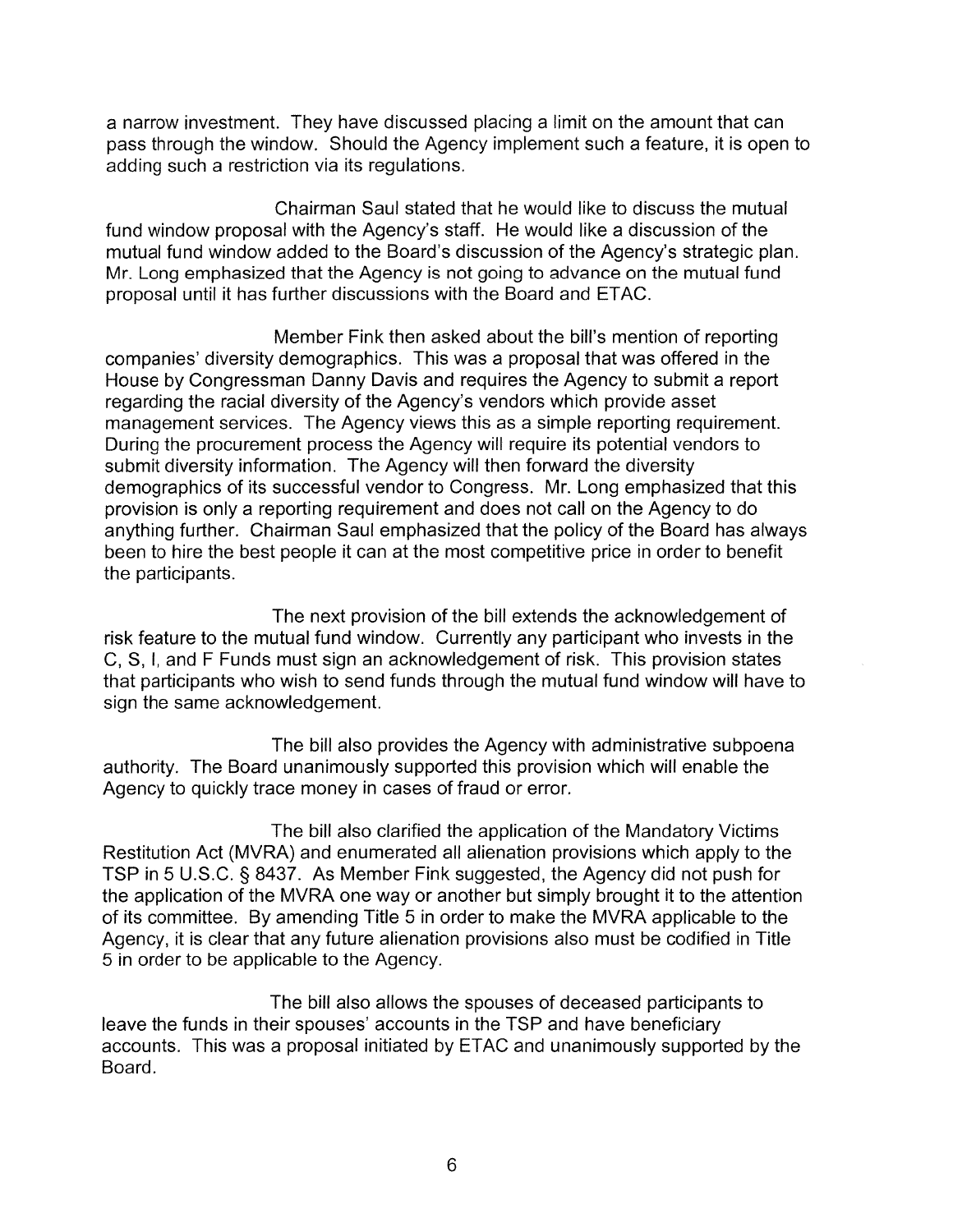a narrow investment. They have discussed placing a limit on the amount that can pass through the window. Should the Agency implement such a feature, it is open to adding such a restriction via its regulations.

Chairman Saul stated that he would like to discuss the mutual fund window proposal with the Agency's staff. He would like a discussion of the mutual fund window added to the Board's discussion of the Agency's strategic plan. Mr. Long emphasized that the Agency is not going to advance on the mutual fund proposal until it has further discussions with the Board and ETAC.

Member Fink then asked about the bill's mention of reporting companies' diversity demographics. This was a proposal that was offered in the House by Congressman Danny Davis and requires the Agency to submit a report regarding the racial diversity of the Agency's vendors which provide asset management services. The Agency views this as a simple reporting requirement. During the procurement process the Agency will require its potential vendors to submit diversity information. The Agency will then forward the diversity demographics of its successful vendor to Congress. Mr. Long emphasized that this provision is only a reporting requirement and does not call on the Agency to do anything further. Chairman Saul emphasized that the policy of the Board has always been to hire the best people it can at the most competitive price in order to benefit the participants.

The next provision of the bill extends the acknowledgement of risk feature to the mutual fund window. Currently any participant who invests in the C, S, I, and F Funds must sign an acknowledgement of risk. This provision states that participants who wish to send funds through the mutual fund window will have to sign the same acknowledgement.

The bill also provides the Agency with administrative subpoena authority. The Board unanimously supported this provision which will enable the Agency to quickly trace money in cases of fraud or error.

The bill also clarified the application of the Mandatory Victims Restitution Act (MVRA) and enumerated all alienation provisions which apply to the TSP in 5 U.S.C. § 8437. As Member Fink suggested, the Agency did not push for the application of the MVRA one way or another but simply brought it to the attention of its committee. By amending Title 5 in order to make the MVRA applicable to the Agency, it is clear that any future alienation provisions also must be codified in Title 5 in order to be applicable to the Agency.

The bill also allows the spouses of deceased participants to leave the funds in their spouses' accounts in the TSP and have beneficiary accounts. This was a proposal initiated by ETAC and unanimously supported by the Board.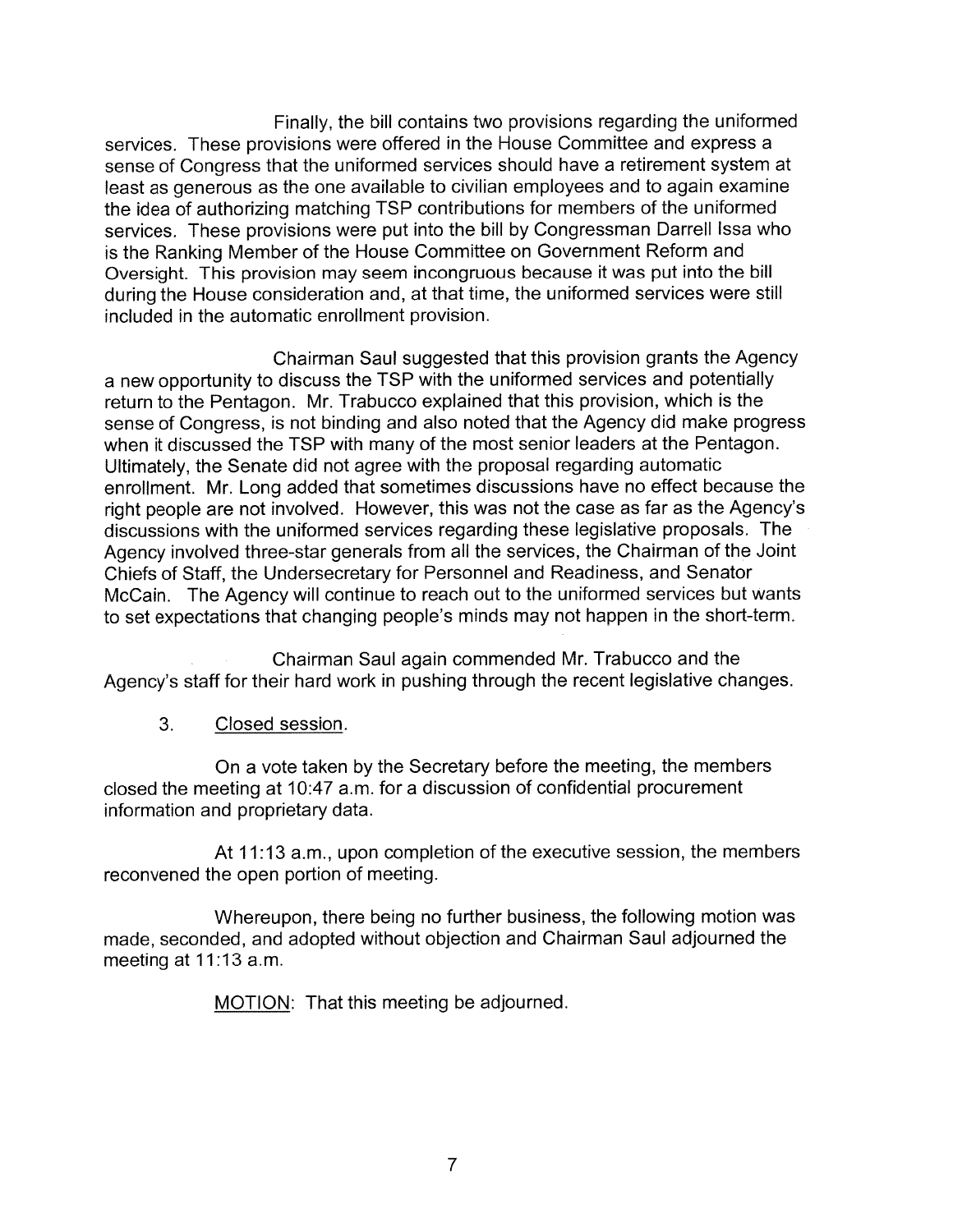Finally, the bill contains two provisions regarding the uniformed services. These provisions were offered in the House Committee and express a sense of Congress that the uniformed services should have a retirement system at least as generous as the one available to civilian employees and to again examine the idea of authorizing matching TSP contributions for members of the uniformed services. These provisions were put into the bill by Congressman Darrell Issa who is the Ranking Member of the House Committee on Government Reform and Oversight. This provision may seem incongruous because it was put into the bill during the House consideration and, at that time, the uniformed services were still included in the automatic enrollment provision.

Chairman Saul suggested that this provision grants the Agency a new opportunity to discuss the TSP with the uniformed services and potentially return to the Pentagon. Mr. Trabucco explained that this provision, which is the sense of Congress, is not binding and also noted that the Agency did make progress when it discussed the TSP with many of the most senior leaders at the Pentagon. Ultimately, the Senate did not agree with the proposal regarding automatic enrollment. Mr. Long added that sometimes discussions have no effect because the right people are not involved. However, this was not the case as far as the Agency's discussions with the uniformed services regarding these legislative proposals. The Agency involved three-star generals from all the services, the Chairman of the Joint Chiefs of Staff, the Undersecretary for Personnel and Readiness, and Senator McCain. The Agency will continue to reach out to the uniformed services but wants to set expectations that changing people's minds may not happen in the short-term.

Chairman Saul again commended Mr. Trabucco and the Agency's staff for their hard work in pushing through the recent legislative changes.

3. Closed session.

On a vote taken by the Secretary before the meeting, the members closed the meeting at 10:47 a.m. for a discussion of confidential procurement information and proprietary data.

At 11:13 a.m., upon completion of the executive session, the members reconvened the open portion of meeting.

Whereupon, there being no further business, the following motion was made, seconded, and adopted without objection and Chairman Saul adjourned the meeting at 11:13 a.m.

MOTION: That this meeting be adjourned.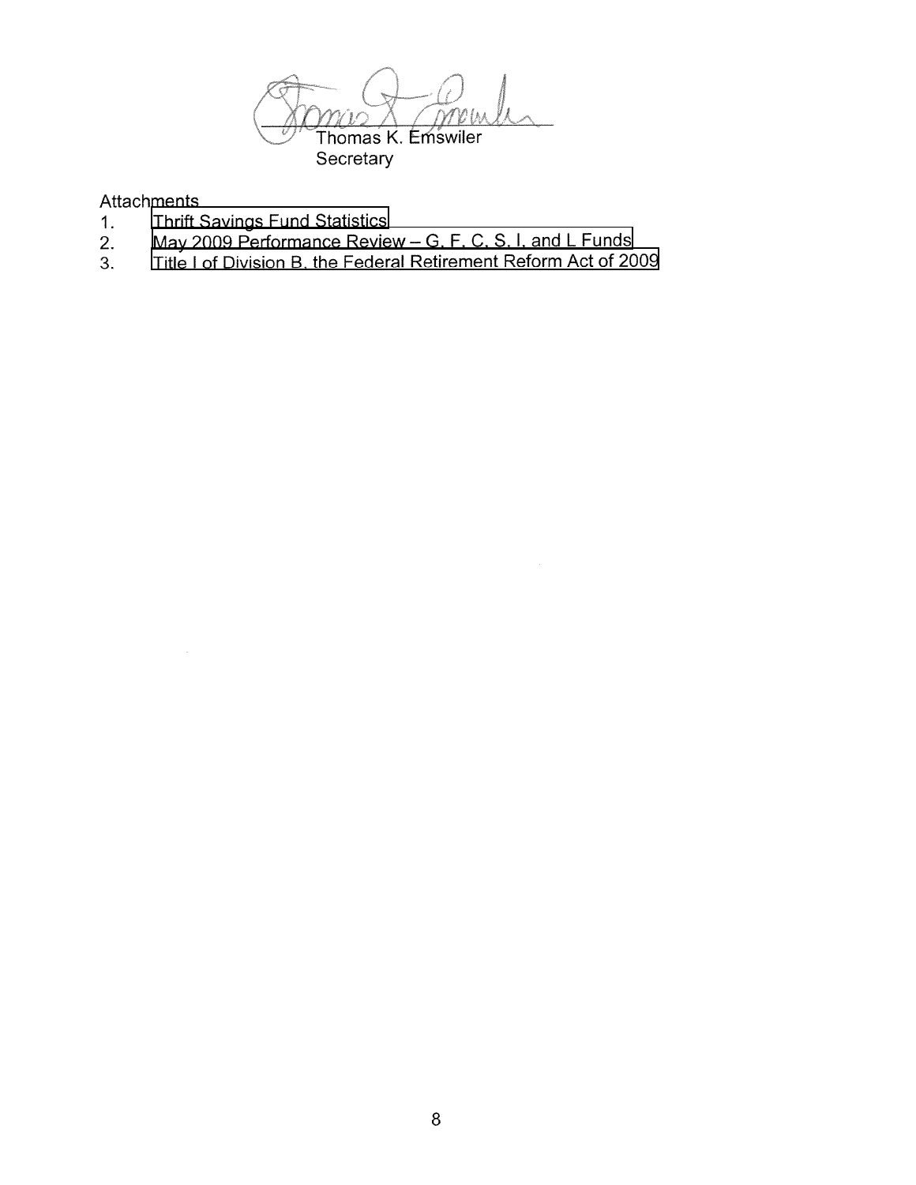Thomas K. Emswiler
Secretary

Attachments

1. Thrift Savings Fund Statistics
2. May 2009 Performance Review – G, F, C, S, I, and L Funds
3. Title I of Division B, the Federal Retirement Reform Act of 2009